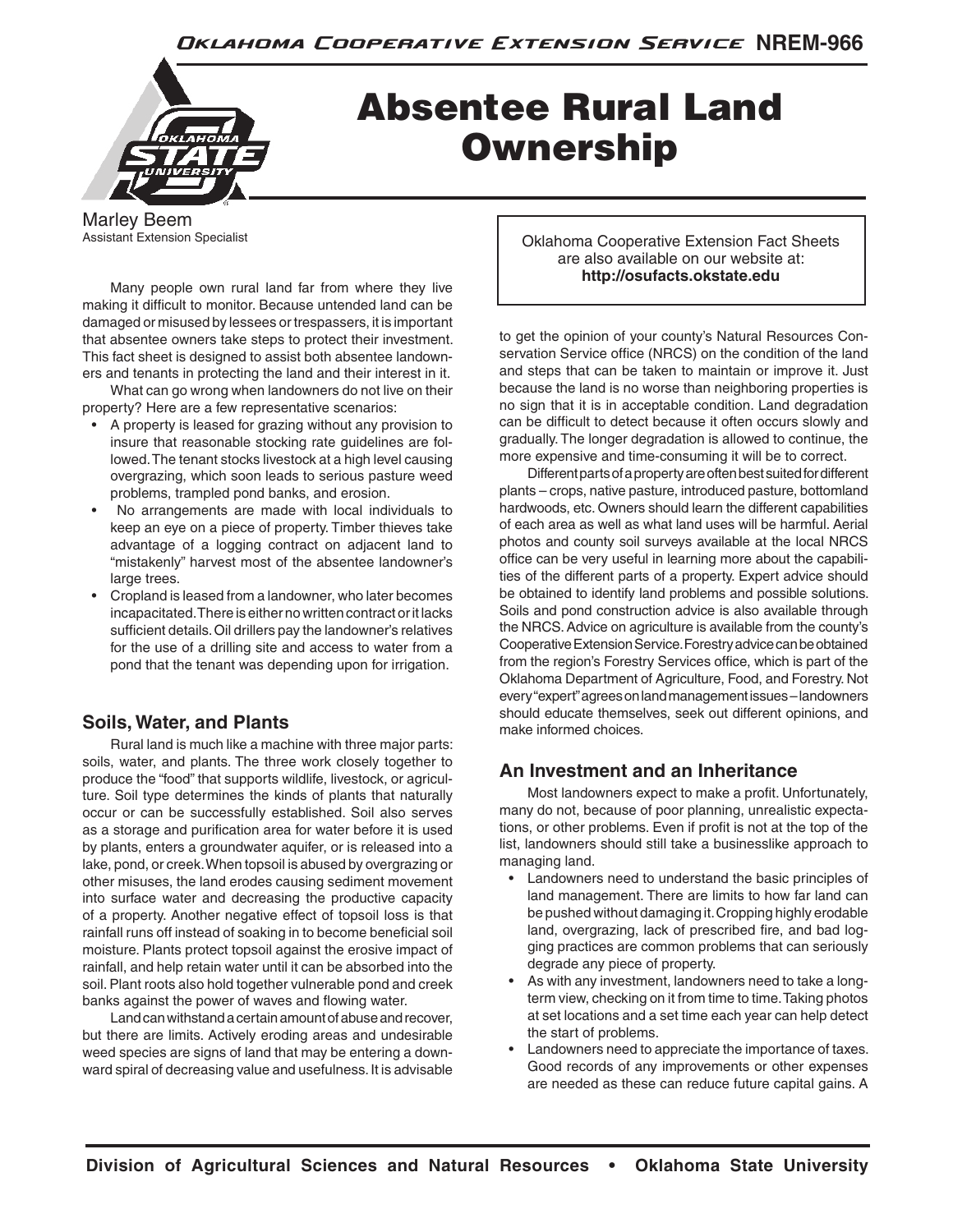# Absentee Rural Land Ownership

Marley Beem
Assistant Extension Specialist

Oklahoma Cooperative Extension Fact Sheets are also available on our website at: **http://osufacts.okstate.edu**

Many people own rural land far from where they live making it difficult to monitor. Because untended land can be damaged or misused by lessees or trespassers, it is important that absentee owners take steps to protect their investment. This fact sheet is designed to assist both absentee landowners and tenants in protecting the land and their interest in it.

What can go wrong when landowners do not live on their property? Here are a few representative scenarios:

- A property is leased for grazing without any provision to insure that reasonable stocking rate guidelines are followed. The tenant stocks livestock at a high level causing overgrazing, which soon leads to serious pasture weed problems, trampled pond banks, and erosion.
- No arrangements are made with local individuals to keep an eye on a piece of property. Timber thieves take advantage of a logging contract on adjacent land to "mistakenly" harvest most of the absentee landowner's large trees.
- Cropland is leased from a landowner, who later becomes incapacitated. There is either no written contract or it lacks sufficient details. Oil drillers pay the landowner's relatives for the use of a drilling site and access to water from a pond that the tenant was depending upon for irrigation.

## Soils, Water, and Plants

Rural land is much like a machine with three major parts: soils, water, and plants. The three work closely together to produce the "food" that supports wildlife, livestock, or agriculture. Soil type determines the kinds of plants that naturally occur or can be successfully established. Soil also serves as a storage and purification area for water before it is used by plants, enters a groundwater aquifer, or is released into a lake, pond, or creek. When topsoil is abused by overgrazing or other misuses, the land erodes causing sediment movement into surface water and decreasing the productive capacity of a property. Another negative effect of topsoil loss is that rainfall runs off instead of soaking in to become beneficial soil moisture. Plants protect topsoil against the erosive impact of rainfall, and help retain water until it can be absorbed into the soil. Plant roots also hold together vulnerable pond and creek banks against the power of waves and flowing water.

Land can withstand a certain amount of abuse and recover, but there are limits. Actively eroding areas and undesirable weed species are signs of land that may be entering a downward spiral of decreasing value and usefulness. It is advisable to get the opinion of your county's Natural Resources Conservation Service office (NRCS) on the condition of the land and steps that can be taken to maintain or improve it. Just because the land is no worse than neighboring properties is no sign that it is in acceptable condition. Land degradation can be difficult to detect because it often occurs slowly and gradually. The longer degradation is allowed to continue, the more expensive and time-consuming it will be to correct.

Different parts of a property are often best suited for different plants – crops, native pasture, introduced pasture, bottomland hardwoods, etc. Owners should learn the different capabilities of each area as well as what land uses will be harmful. Aerial photos and county soil surveys available at the local NRCS office can be very useful in learning more about the capabilities of the different parts of a property. Expert advice should be obtained to identify land problems and possible solutions. Soils and pond construction advice is also available through the NRCS. Advice on agriculture is available from the county's Cooperative Extension Service. Forestry advice can be obtained from the region's Forestry Services office, which is part of the Oklahoma Department of Agriculture, Food, and Forestry. Not every "expert" agrees on land management issues – landowners should educate themselves, seek out different opinions, and make informed choices.

## An Investment and an Inheritance

Most landowners expect to make a profit. Unfortunately, many do not, because of poor planning, unrealistic expectations, or other problems. Even if profit is not at the top of the list, landowners should still take a businesslike approach to managing land.

- Landowners need to understand the basic principles of land management. There are limits to how far land can be pushed without damaging it. Cropping highly erodable land, overgrazing, lack of prescribed fire, and bad logging practices are common problems that can seriously degrade any piece of property.
- As with any investment, landowners need to take a long-term view, checking on it from time to time. Taking photos at set locations and a set time each year can help detect the start of problems.
- Landowners need to appreciate the importance of taxes. Good records of any improvements or other expenses are needed as these can reduce future capital gains. A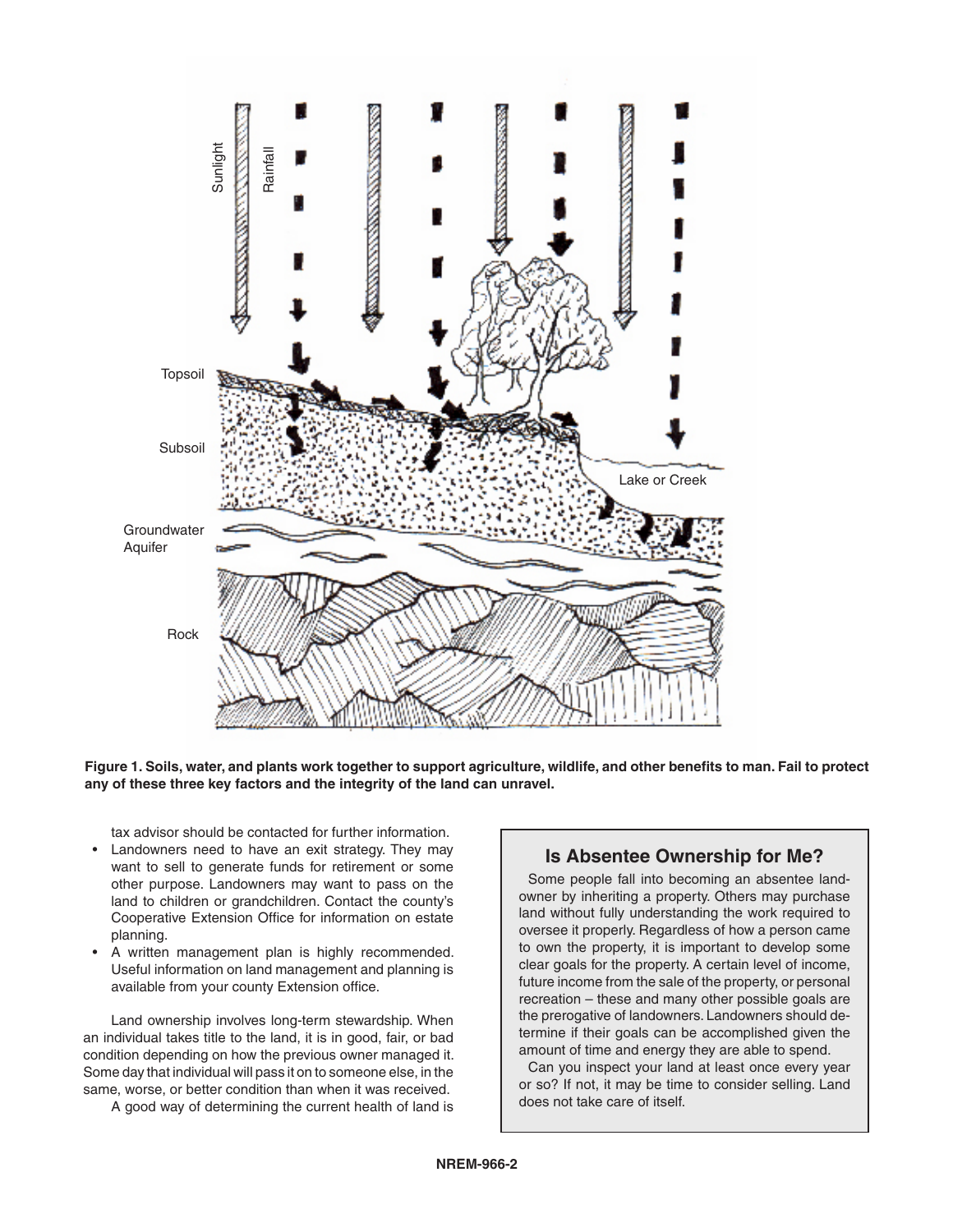Figure 1. Soils, water, and plants work together to support agriculture, wildlife, and other benefits to man. Fail to protect any of these three key factors and the integrity of the land can unravel.

tax advisor should be contacted for further information.

- Landowners need to have an exit strategy. They may want to sell to generate funds for retirement or some other purpose. Landowners may want to pass on the land to children or grandchildren. Contact the county's Cooperative Extension Office for information on estate planning.
- A written management plan is highly recommended. Useful information on land management and planning is available from your county Extension office.

Land ownership involves long-term stewardship. When an individual takes title to the land, it is in good, fair, or bad condition depending on how the previous owner managed it. Some day that individual will pass it on to someone else, in the same, worse, or better condition than when it was received.

A good way of determining the current health of land is

## Is Absentee Ownership for Me?

Some people fall into becoming an absentee landowner by inheriting a property. Others may purchase land without fully understanding the work required to oversee it properly. Regardless of how a person came to own the property, it is important to develop some clear goals for the property. A certain level of income, future income from the sale of the property, or personal recreation – these and many other possible goals are the prerogative of landowners. Landowners should determine if their goals can be accomplished given the amount of time and energy they are able to spend.

Can you inspect your land at least once every year or so? If not, it may be time to consider selling. Land does not take care of itself.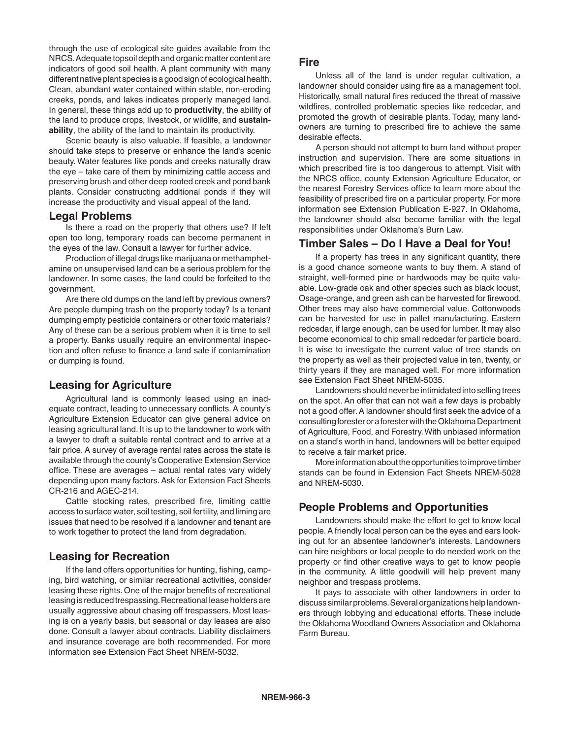through the use of ecological site guides available from the NRCS. Adequate topsoil depth and organic matter content are indicators of good soil health. A plant community with many different native plant species is a good sign of ecological health. Clean, abundant water contained within stable, non-eroding creeks, ponds, and lakes indicates properly managed land. In general, these things add up to **productivity**, the ability of the land to produce crops, livestock, or wildlife, and **sustainability**, the ability of the land to maintain its productivity.

Scenic beauty is also valuable. If feasible, a landowner should take steps to preserve or enhance the land's scenic beauty. Water features like ponds and creeks naturally draw the eye – take care of them by minimizing cattle access and preserving brush and other deep rooted creek and pond bank plants. Consider constructing additional ponds if they will increase the productivity and visual appeal of the land.

## Legal Problems

Is there a road on the property that others use? If left open too long, temporary roads can become permanent in the eyes of the law. Consult a lawyer for further advice.

Production of illegal drugs like marijuana or methamphetamine on unsupervised land can be a serious problem for the landowner. In some cases, the land could be forfeited to the government.

Are there old dumps on the land left by previous owners? Are people dumping trash on the property today? Is a tenant dumping empty pesticide containers or other toxic materials? Any of these can be a serious problem when it is time to sell a property. Banks usually require an environmental inspection and often refuse to finance a land sale if contamination or dumping is found.

## Leasing for Agriculture

Agricultural land is commonly leased using an inadequate contract, leading to unnecessary conflicts. A county's Agriculture Extension Educator can give general advice on leasing agricultural land. It is up to the landowner to work with a lawyer to draft a suitable rental contract and to arrive at a fair price. A survey of average rental rates across the state is available through the county's Cooperative Extension Service office. These are averages – actual rental rates vary widely depending upon many factors. Ask for Extension Fact Sheets CR-216 and AGEC-214.

Cattle stocking rates, prescribed fire, limiting cattle access to surface water, soil testing, soil fertility, and liming are issues that need to be resolved if a landowner and tenant are to work together to protect the land from degradation.

## Leasing for Recreation

If the land offers opportunities for hunting, fishing, camping, bird watching, or similar recreational activities, consider leasing these rights. One of the major benefits of recreational leasing is reduced trespassing. Recreational lease holders are usually aggressive about chasing off trespassers. Most leasing is on a yearly basis, but seasonal or day leases are also done. Consult a lawyer about contracts. Liability disclaimers and insurance coverage are both recommended. For more information see Extension Fact Sheet NREM-5032.

## Fire

Unless all of the land is under regular cultivation, a landowner should consider using fire as a management tool. Historically, small natural fires reduced the threat of massive wildfires, controlled problematic species like redcedar, and promoted the growth of desirable plants. Today, many landowners are turning to prescribed fire to achieve the same desirable effects.

A person should not attempt to burn land without proper instruction and supervision. There are some situations in which prescribed fire is too dangerous to attempt. Visit with the NRCS office, county Extension Agriculture Educator, or the nearest Forestry Services office to learn more about the feasibility of prescribed fire on a particular property. For more information see Extension Publication E-927. In Oklahoma, the landowner should also become familiar with the legal responsibilities under Oklahoma's Burn Law.

## Timber Sales – Do I Have a Deal for You!

If a property has trees in any significant quantity, there is a good chance someone wants to buy them. A stand of straight, well-formed pine or hardwoods may be quite valuable. Low-grade oak and other species such as black locust, Osage-orange, and green ash can be harvested for firewood. Other trees may also have commercial value. Cottonwoods can be harvested for use in pallet manufacturing. Eastern redcedar, if large enough, can be used for lumber. It may also become economical to chip small redcedar for particle board. It is wise to investigate the current value of tree stands on the property as well as their projected value in ten, twenty, or thirty years if they are managed well. For more information see Extension Fact Sheet NREM-5035.

Landowners should never be intimidated into selling trees on the spot. An offer that can not wait a few days is probably not a good offer. A landowner should first seek the advice of a consulting forester or a forester with the Oklahoma Department of Agriculture, Food, and Forestry. With unbiased information on a stand's worth in hand, landowners will be better equiped to receive a fair market price.

More information about the opportunities to improve timber stands can be found in Extension Fact Sheets NREM-5028 and NREM-5030.

## People Problems and Opportunities

Landowners should make the effort to get to know local people. A friendly local person can be the eyes and ears looking out for an absentee landowner's interests. Landowners can hire neighbors or local people to do needed work on the property or find other creative ways to get to know people in the community. A little goodwill will help prevent many neighbor and trespass problems.

It pays to associate with other landowners in order to discuss similar problems. Several organizations help landowners through lobbying and educational efforts. These include the Oklahoma Woodland Owners Association and Oklahoma Farm Bureau.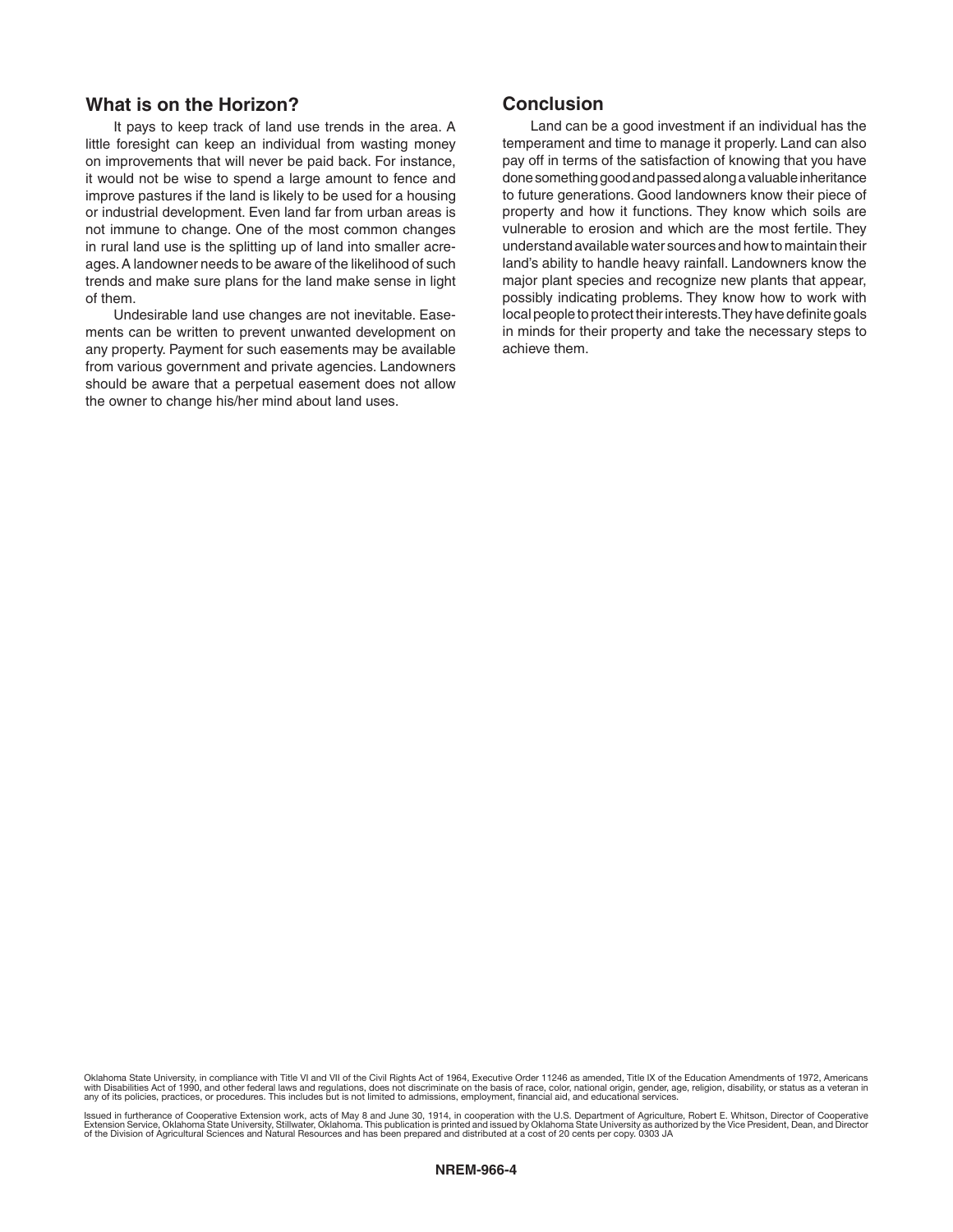## What is on the Horizon?

It pays to keep track of land use trends in the area. A little foresight can keep an individual from wasting money on improvements that will never be paid back. For instance, it would not be wise to spend a large amount to fence and improve pastures if the land is likely to be used for a housing or industrial development. Even land far from urban areas is not immune to change. One of the most common changes in rural land use is the splitting up of land into smaller acreages. A landowner needs to be aware of the likelihood of such trends and make sure plans for the land make sense in light of them.

Undesirable land use changes are not inevitable. Easements can be written to prevent unwanted development on any property. Payment for such easements may be available from various government and private agencies. Landowners should be aware that a perpetual easement does not allow the owner to change his/her mind about land uses.

## Conclusion

Land can be a good investment if an individual has the temperament and time to manage it properly. Land can also pay off in terms of the satisfaction of knowing that you have done something good and passed along a valuable inheritance to future generations. Good landowners know their piece of property and how it functions. They know which soils are vulnerable to erosion and which are the most fertile. They understand available water sources and how to maintain their land's ability to handle heavy rainfall. Landowners know the major plant species and recognize new plants that appear, possibly indicating problems. They know how to work with local people to protect their interests. They have definite goals in minds for their property and take the necessary steps to achieve them.

Oklahoma State University, in compliance with Title VI and VII of the Civil Rights Act of 1964, Executive Order 11246 as amended, Title IX of the Education Amendments of 1972, Americans with Disabilities Act of 1990, and other federal laws and regulations, does not discriminate on the basis of race, color, national origin, gender, age, religion, disability, or status as a veteran in any of its policies, practices, or procedures. This includes but is not limited to admissions, employment, financial aid, and educational services.

Issued in furtherance of Cooperative Extension work, acts of May 8 and June 30, 1914, in cooperation with the U.S. Department of Agriculture, Robert E. Whitson, Director of Cooperative Extension Service, Oklahoma State University, Stillwater, Oklahoma. This publication is printed and issued by Oklahoma State University as authorized by the Vice President, Dean, and Director of the Division of Agricultural Sciences and Natural Resources and has been prepared and distributed at a cost of 20 cents per copy. 0303 JA